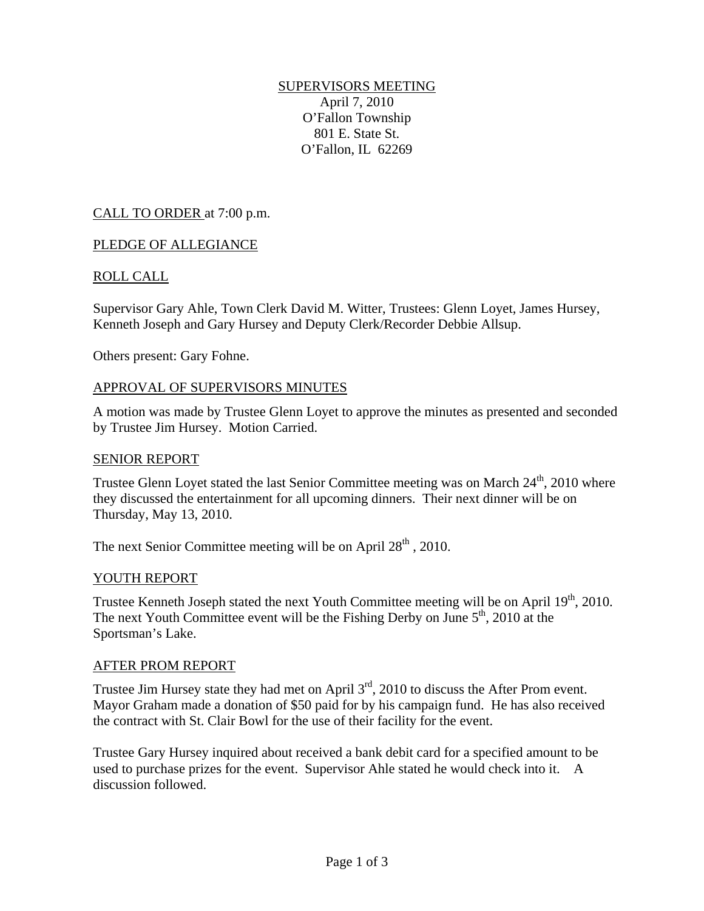SUPERVISORS MEETING
April 7, 2010
O'Fallon Township
801 E. State St.
O'Fallon, IL 62269

CALL TO ORDER at 7:00 p.m.

PLEDGE OF ALLEGIANCE

ROLL CALL

Supervisor Gary Ahle, Town Clerk David M. Witter, Trustees: Glenn Loyet, James Hursey, Kenneth Joseph and Gary Hursey and Deputy Clerk/Recorder Debbie Allsup.

Others present: Gary Fohne.

APPROVAL OF SUPERVISORS MINUTES

A motion was made by Trustee Glenn Loyet to approve the minutes as presented and seconded by Trustee Jim Hursey. Motion Carried.

SENIOR REPORT

Trustee Glenn Loyet stated the last Senior Committee meeting was on March 24th, 2010 where they discussed the entertainment for all upcoming dinners. Their next dinner will be on Thursday, May 13, 2010.

The next Senior Committee meeting will be on April 28th , 2010.

YOUTH REPORT

Trustee Kenneth Joseph stated the next Youth Committee meeting will be on April 19th, 2010. The next Youth Committee event will be the Fishing Derby on June 5th, 2010 at the Sportsman's Lake.

AFTER PROM REPORT

Trustee Jim Hursey state they had met on April 3rd, 2010 to discuss the After Prom event. Mayor Graham made a donation of $50 paid for by his campaign fund. He has also received the contract with St. Clair Bowl for the use of their facility for the event.

Trustee Gary Hursey inquired about received a bank debit card for a specified amount to be used to purchase prizes for the event. Supervisor Ahle stated he would check into it. A discussion followed.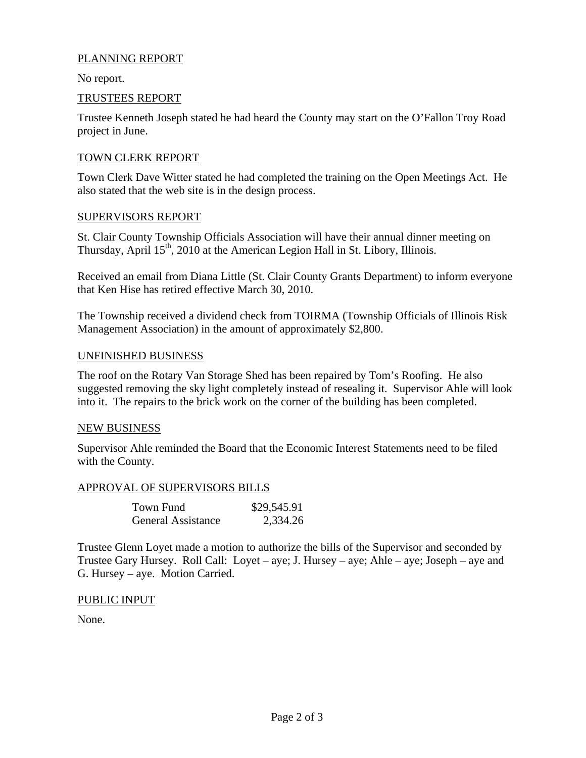## PLANNING REPORT

No report.

## TRUSTEES REPORT

Trustee Kenneth Joseph stated he had heard the County may start on the O'Fallon Troy Road project in June.

## TOWN CLERK REPORT

Town Clerk Dave Witter stated he had completed the training on the Open Meetings Act. He also stated that the web site is in the design process.

## SUPERVISORS REPORT

St. Clair County Township Officials Association will have their annual dinner meeting on Thursday, April 15th, 2010 at the American Legion Hall in St. Libory, Illinois.

Received an email from Diana Little (St. Clair County Grants Department) to inform everyone that Ken Hise has retired effective March 30, 2010.

The Township received a dividend check from TOIRMA (Township Officials of Illinois Risk Management Association) in the amount of approximately $2,800.

## UNFINISHED BUSINESS

The roof on the Rotary Van Storage Shed has been repaired by Tom's Roofing. He also suggested removing the sky light completely instead of resealing it. Supervisor Ahle will look into it. The repairs to the brick work on the corner of the building has been completed.

## NEW BUSINESS

Supervisor Ahle reminded the Board that the Economic Interest Statements need to be filed with the County.

## APPROVAL OF SUPERVISORS BILLS

| | |
|---|---|
| Town Fund | $29,545.91 |
| General Assistance | 2,334.26 |

Trustee Glenn Loyet made a motion to authorize the bills of the Supervisor and seconded by Trustee Gary Hursey. Roll Call: Loyet – aye; J. Hursey – aye; Ahle – aye; Joseph – aye and G. Hursey – aye. Motion Carried.

## PUBLIC INPUT

None.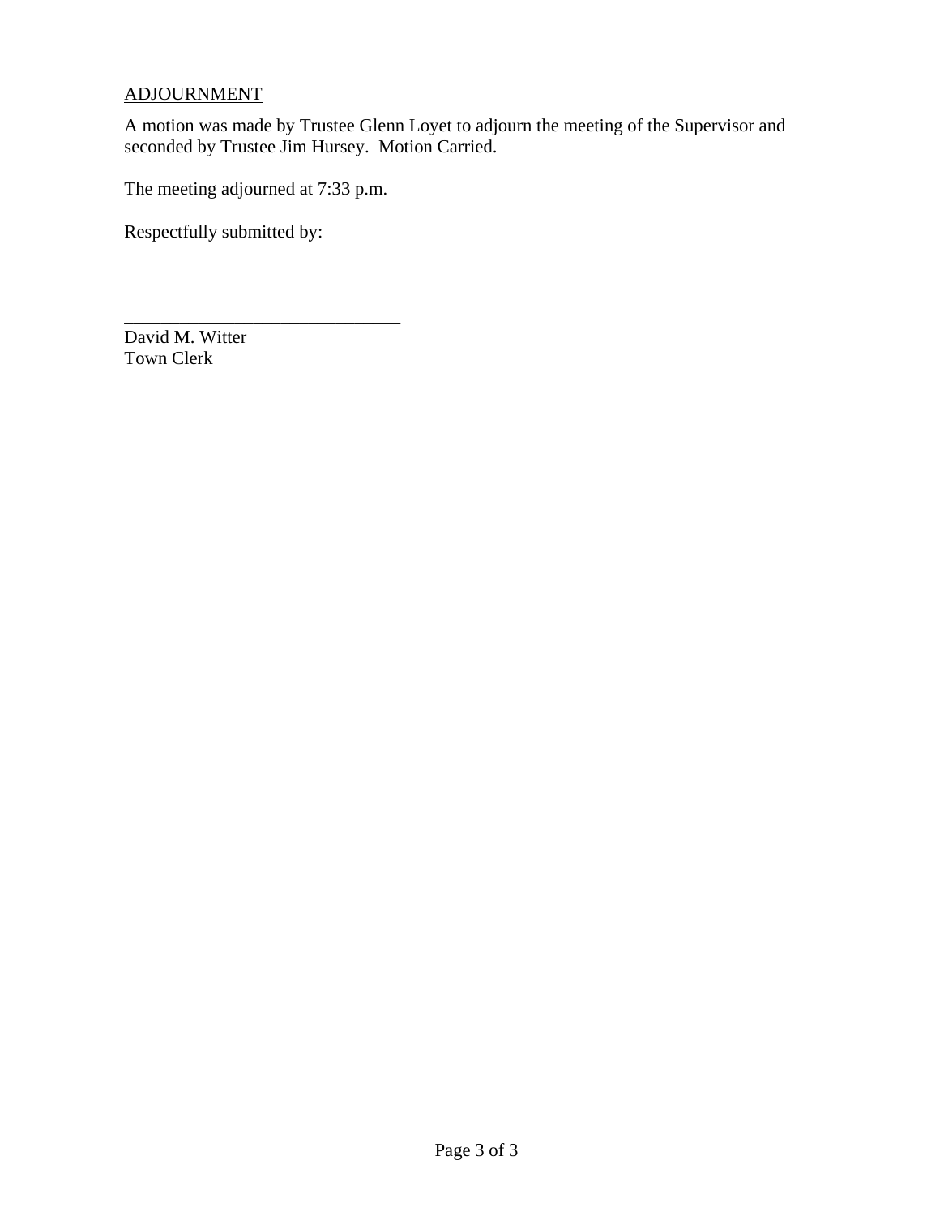ADJOURNMENT

A motion was made by Trustee Glenn Loyet to adjourn the meeting of the Supervisor and seconded by Trustee Jim Hursey. Motion Carried.

The meeting adjourned at 7:33 p.m.

Respectfully submitted by:

_______________________________
David M. Witter
Town Clerk